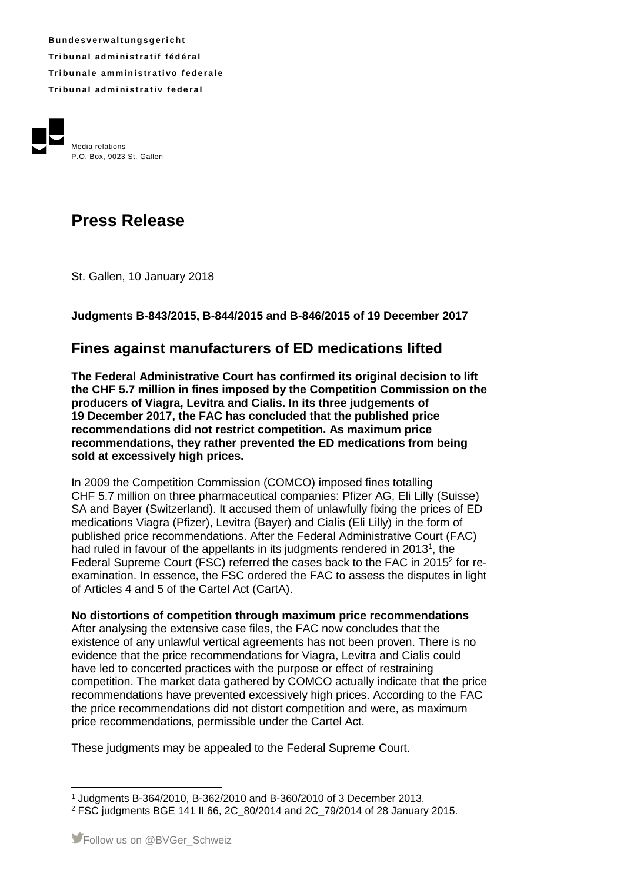**Bundesverwaltungsgericht**
**Tribunal administratif fédéral**
**Tribunale amministrativo federale**
**Tribunal administrativ federal**

Media relations
P.O. Box, 9023 St. Gallen

# Press Release

St. Gallen, 10 January 2018

**Judgments B-843/2015, B-844/2015 and B-846/2015 of 19 December 2017**

## Fines against manufacturers of ED medications lifted

**The Federal Administrative Court has confirmed its original decision to lift the CHF 5.7 million in fines imposed by the Competition Commission on the producers of Viagra, Levitra and Cialis. In its three judgements of 19 December 2017, the FAC has concluded that the published price recommendations did not restrict competition. As maximum price recommendations, they rather prevented the ED medications from being sold at excessively high prices.**

In 2009 the Competition Commission (COMCO) imposed fines totalling CHF 5.7 million on three pharmaceutical companies: Pfizer AG, Eli Lilly (Suisse) SA and Bayer (Switzerland). It accused them of unlawfully fixing the prices of ED medications Viagra (Pfizer), Levitra (Bayer) and Cialis (Eli Lilly) in the form of published price recommendations. After the Federal Administrative Court (FAC) had ruled in favour of the appellants in its judgments rendered in 2013[1], the Federal Supreme Court (FSC) referred the cases back to the FAC in 2015[2] for re-examination. In essence, the FSC ordered the FAC to assess the disputes in light of Articles 4 and 5 of the Cartel Act (CartA).

**No distortions of competition through maximum price recommendations**
After analysing the extensive case files, the FAC now concludes that the existence of any unlawful vertical agreements has not been proven. There is no evidence that the price recommendations for Viagra, Levitra and Cialis could have led to concerted practices with the purpose or effect of restraining competition. The market data gathered by COMCO actually indicate that the price recommendations have prevented excessively high prices. According to the FAC the price recommendations did not distort competition and were, as maximum price recommendations, permissible under the Cartel Act.

These judgments may be appealed to the Federal Supreme Court.

[1] Judgments B-364/2010, B-362/2010 and B-360/2010 of 3 December 2013.
[2] FSC judgments BGE 141 II 66, 2C_80/2014 and 2C_79/2014 of 28 January 2015.

Follow us on @BVGer_Schweiz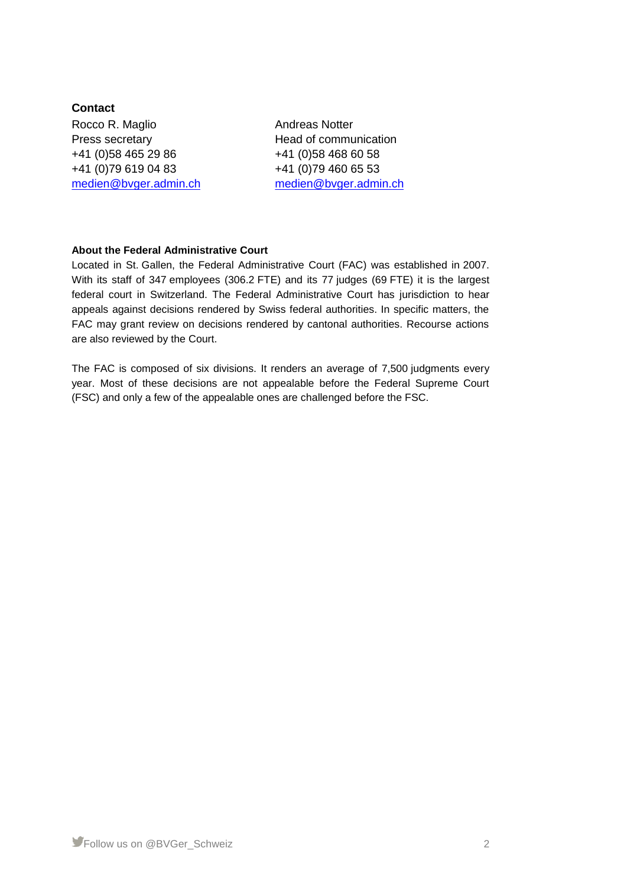**Contact**

Rocco R. Maglio
Press secretary
+41 (0)58 465 29 86
+41 (0)79 619 04 83
medien@bvger.admin.ch

Andreas Notter
Head of communication
+41 (0)58 468 60 58
+41 (0)79 460 65 53
medien@bvger.admin.ch

**About the Federal Administrative Court**

Located in St. Gallen, the Federal Administrative Court (FAC) was established in 2007. With its staff of 347 employees (306.2 FTE) and its 77 judges (69 FTE) it is the largest federal court in Switzerland. The Federal Administrative Court has jurisdiction to hear appeals against decisions rendered by Swiss federal authorities. In specific matters, the FAC may grant review on decisions rendered by cantonal authorities. Recourse actions are also reviewed by the Court.

The FAC is composed of six divisions. It renders an average of 7,500 judgments every year. Most of these decisions are not appealable before the Federal Supreme Court (FSC) and only a few of the appealable ones are challenged before the FSC.

Follow us on @BVGer_Schweiz